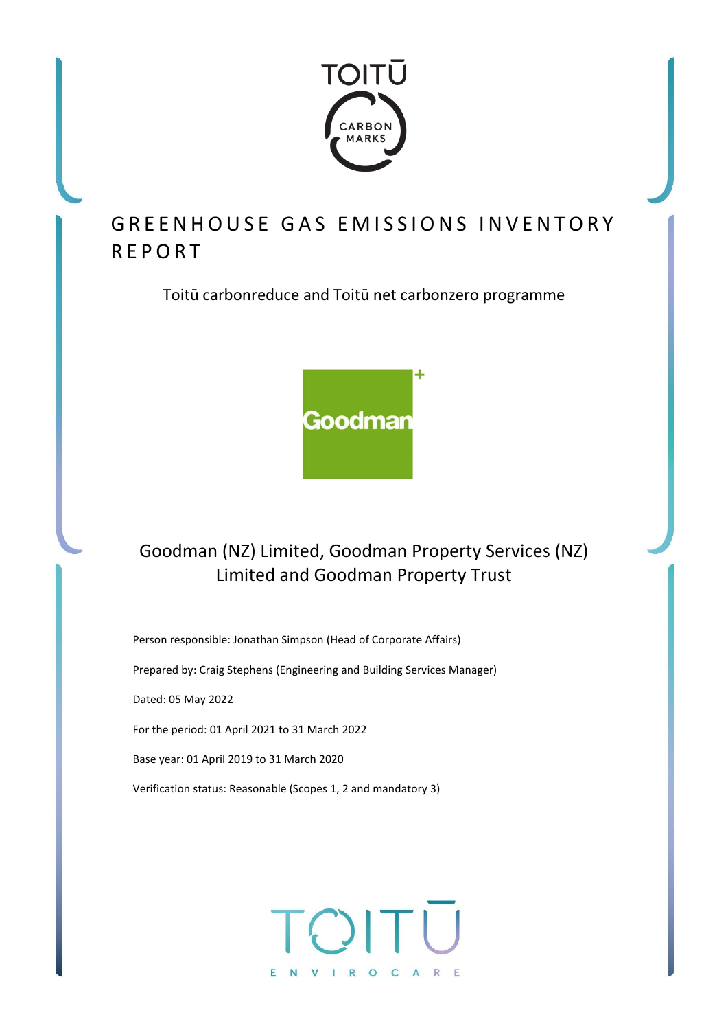TOITŪ CARBON MARKS

# GREENHOUSE GAS EMISSIONS INVENTORY REPORT

Toitū carbonreduce and Toitū net carbonzero programme

Goodman

## Goodman (NZ) Limited, Goodman Property Services (NZ) Limited and Goodman Property Trust

Person responsible: Jonathan Simpson (Head of Corporate Affairs)

Prepared by: Craig Stephens (Engineering and Building Services Manager)

Dated: 05 May 2022

For the period: 01 April 2021 to 31 March 2022

Base year: 01 April 2019 to 31 March 2020

Verification status: Reasonable (Scopes 1, 2 and mandatory 3)

TOITŪ ENVIROCARE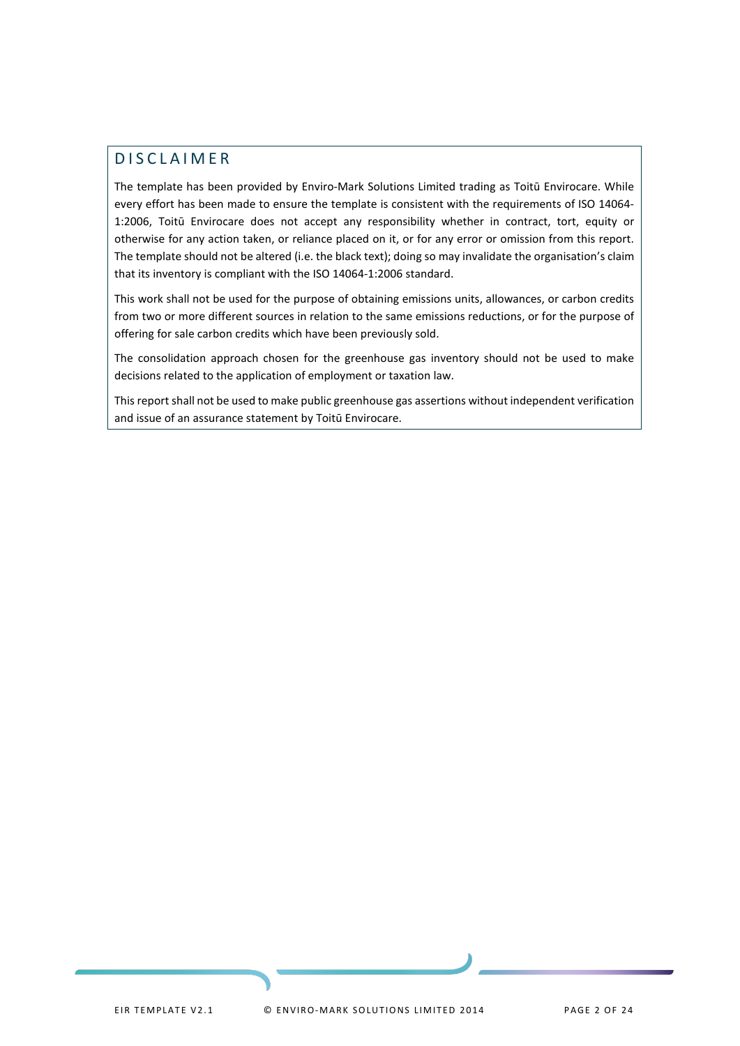## DISCLAIMER

The template has been provided by Enviro-Mark Solutions Limited trading as Toitū Envirocare. While every effort has been made to ensure the template is consistent with the requirements of ISO 14064-1:2006, Toitū Envirocare does not accept any responsibility whether in contract, tort, equity or otherwise for any action taken, or reliance placed on it, or for any error or omission from this report. The template should not be altered (i.e. the black text); doing so may invalidate the organisation's claim that its inventory is compliant with the ISO 14064-1:2006 standard.

This work shall not be used for the purpose of obtaining emissions units, allowances, or carbon credits from two or more different sources in relation to the same emissions reductions, or for the purpose of offering for sale carbon credits which have been previously sold.

The consolidation approach chosen for the greenhouse gas inventory should not be used to make decisions related to the application of employment or taxation law.

This report shall not be used to make public greenhouse gas assertions without independent verification and issue of an assurance statement by Toitū Envirocare.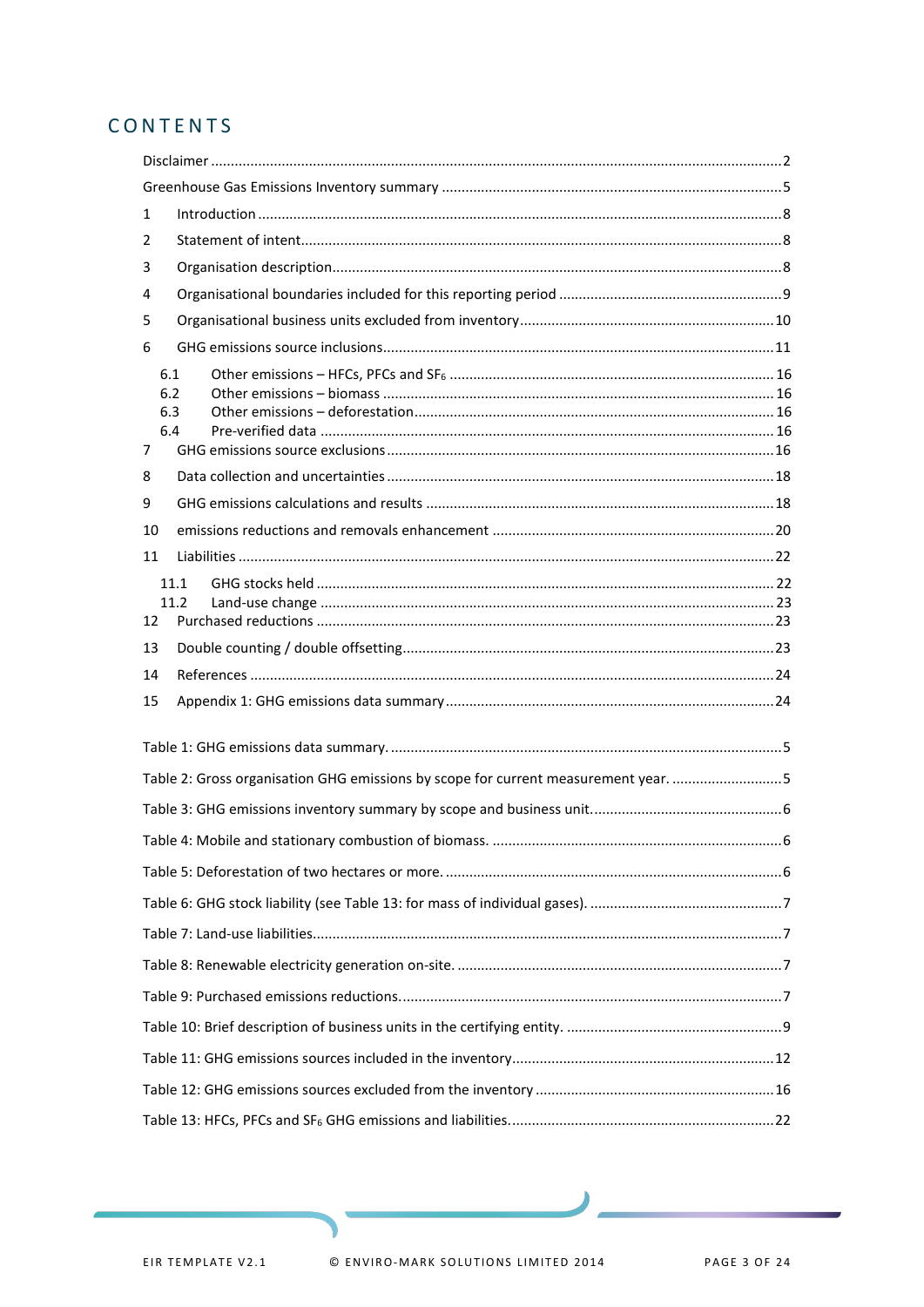# CONTENTS

Disclaimer ....................................................................................................................................2

Greenhouse Gas Emissions Inventory summary ......................................................................5

1 Introduction ..........................................................................................................................8

2 Statement of intent................................................................................................................8

3 Organisation description.......................................................................................................8

4 Organisational boundaries included for this reporting period ...............................................9

5 Organisational business units excluded from inventory......................................................10

6 GHG emissions source inclusions.......................................................................................11

- 6.1 Other emissions – HFCs, PFCs and $SF_6$ .....................................................................16
- 6.2 Other emissions – biomass ............................................................................................16
- 6.3 Other emissions – deforestation.....................................................................................16
- 6.4 Pre-verified data ............................................................................................................16

7 GHG emissions source exclusions.......................................................................................16

8 Data collection and uncertainties ........................................................................................18

9 GHG emissions calculations and results .............................................................................18

10 emissions reductions and removals enhancement ..............................................................20

11 Liabilities ...........................................................................................................................22

- 11.1 GHG stocks held ..........................................................................................................22
- 11.2 Land-use change ..........................................................................................................23

12 Purchased reductions .........................................................................................................23

13 Double counting / double offsetting.....................................................................................23

14 References .........................................................................................................................24

15 Appendix 1: GHG emissions data summary........................................................................24

Table 1: GHG emissions data summary. ....................................................................................5

Table 2: Gross organisation GHG emissions by scope for current measurement year. ..............5

Table 3: GHG emissions inventory summary by scope and business unit..................................6

Table 4: Mobile and stationary combustion of biomass. .............................................................6

Table 5: Deforestation of two hectares or more. .........................................................................6

Table 6: GHG stock liability (see Table 13: for mass of individual gases). .................................7

Table 7: Land-use liabilities.........................................................................................................7

Table 8: Renewable electricity generation on-site. ......................................................................7

Table 9: Purchased emissions reductions...................................................................................7

Table 10: Brief description of business units in the certifying entity. ..........................................9

Table 11: GHG emissions sources included in the inventory.....................................................12

Table 12: GHG emissions sources excluded from the inventory ...............................................16

Table 13: HFCs, PFCs and $SF_6$ GHG emissions and liabilities..............................................22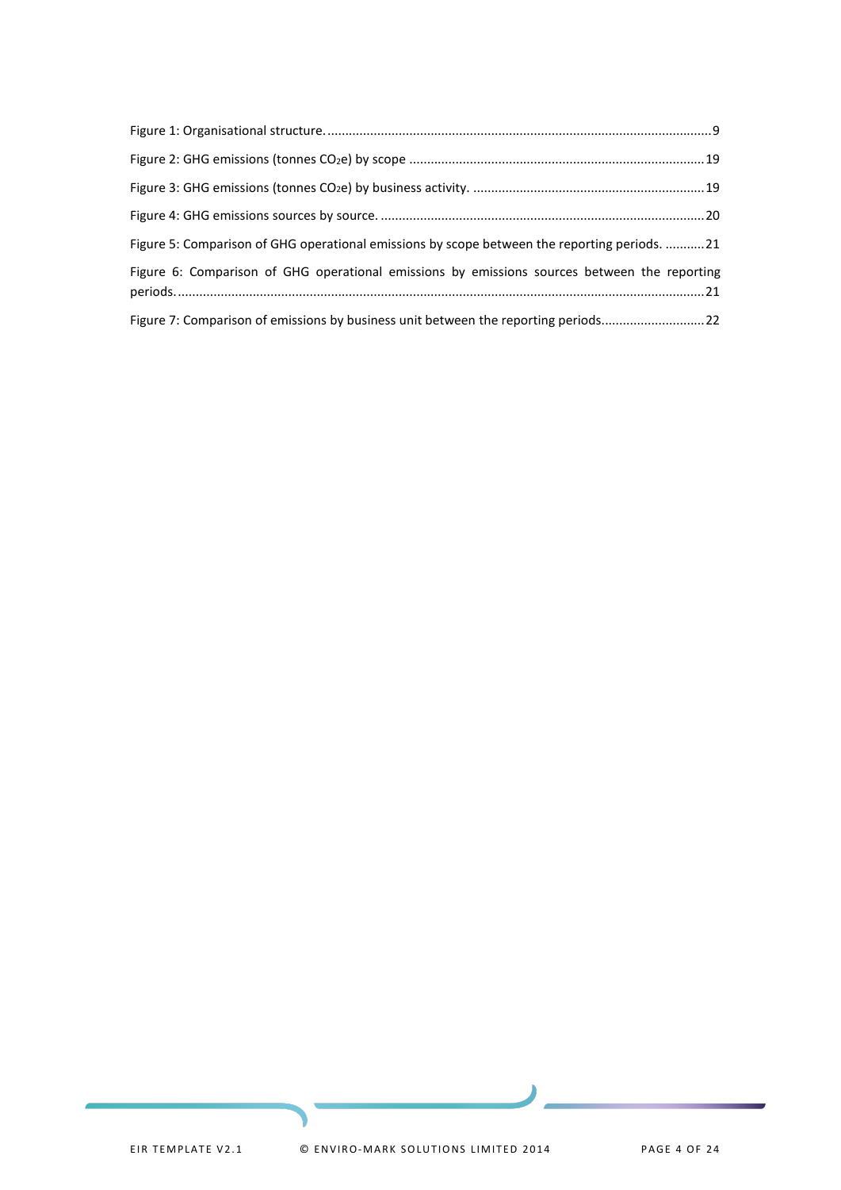Figure 1: Organisational structure. ........................................................................................................... 9

Figure 2: GHG emissions (tonnes $CO_2e$) by scope .................................................................................. 19

Figure 3: GHG emissions (tonnes $CO_2e$) by business activity. ................................................................ 19

Figure 4: GHG emissions sources by source. .......................................................................................... 20

Figure 5: Comparison of GHG operational emissions by scope between the reporting periods. ........... 21

Figure 6: Comparison of GHG operational emissions by emissions sources between the reporting periods. ................................................................................................................................................... 21

Figure 7: Comparison of emissions by business unit between the reporting periods............................ 22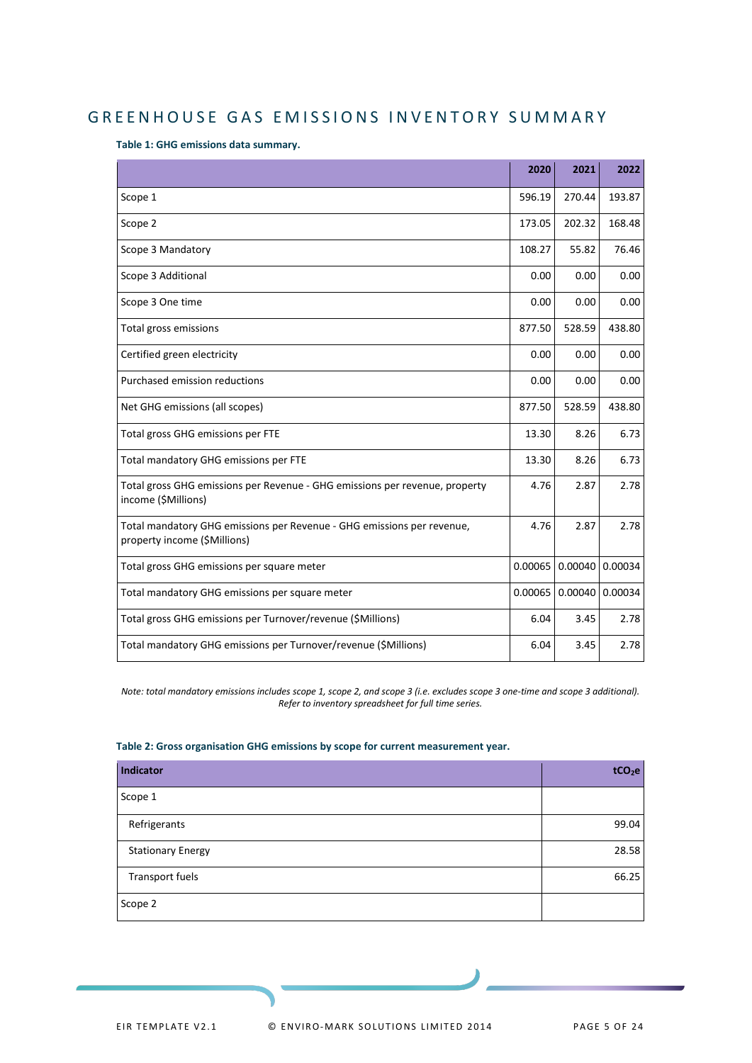# GREENHOUSE GAS EMISSIONS INVENTORY SUMMARY

**Table 1: GHG emissions data summary.**

| | 2020 | 2021 | 2022 |
|---|---|---|---|
| Scope 1 | 596.19 | 270.44 | 193.87 |
| Scope 2 | 173.05 | 202.32 | 168.48 |
| Scope 3 Mandatory | 108.27 | 55.82 | 76.46 |
| Scope 3 Additional | 0.00 | 0.00 | 0.00 |
| Scope 3 One time | 0.00 | 0.00 | 0.00 |
| Total gross emissions | 877.50 | 528.59 | 438.80 |
| Certified green electricity | 0.00 | 0.00 | 0.00 |
| Purchased emission reductions | 0.00 | 0.00 | 0.00 |
| Net GHG emissions (all scopes) | 877.50 | 528.59 | 438.80 |
| Total gross GHG emissions per FTE | 13.30 | 8.26 | 6.73 |
| Total mandatory GHG emissions per FTE | 13.30 | 8.26 | 6.73 |
| Total gross GHG emissions per Revenue - GHG emissions per revenue, property income ($Millions) | 4.76 | 2.87 | 2.78 |
| Total mandatory GHG emissions per Revenue - GHG emissions per revenue, property income ($Millions) | 4.76 | 2.87 | 2.78 |
| Total gross GHG emissions per square meter | 0.00065 | 0.00040 | 0.00034 |
| Total mandatory GHG emissions per square meter | 0.00065 | 0.00040 | 0.00034 |
| Total gross GHG emissions per Turnover/revenue ($Millions) | 6.04 | 3.45 | 2.78 |
| Total mandatory GHG emissions per Turnover/revenue ($Millions) | 6.04 | 3.45 | 2.78 |

*Note: total mandatory emissions includes scope 1, scope 2, and scope 3 (i.e. excludes scope 3 one-time and scope 3 additional). Refer to inventory spreadsheet for full time series.*

**Table 2: Gross organisation GHG emissions by scope for current measurement year.**

| Indicator | $tCO_2e$ |
|---|---|
| Scope 1 | |
| Refrigerants | 99.04 |
| Stationary Energy | 28.58 |
| Transport fuels | 66.25 |
| Scope 2 | |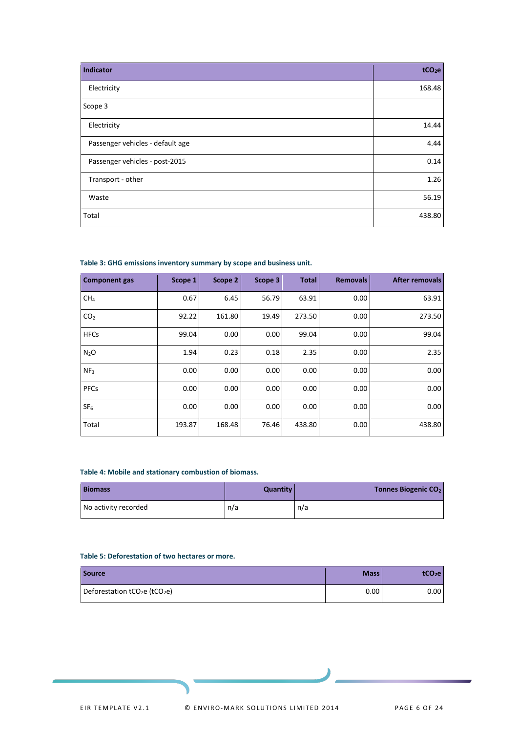| Indicator | $tCO_2e$ |
|---|---|
| Electricity | 168.48 |
| Scope 3 | |
| Electricity | 14.44 |
| Passenger vehicles - default age | 4.44 |
| Passenger vehicles - post-2015 | 0.14 |
| Transport - other | 1.26 |
| Waste | 56.19 |
| Total | 438.80 |

**Table 3: GHG emissions inventory summary by scope and business unit.**

| Component gas | Scope 1 | Scope 2 | Scope 3 | Total | Removals | After removals |
|---|---|---|---|---|---|---|
| $CH_4$ | 0.67 | 6.45 | 56.79 | 63.91 | 0.00 | 63.91 |
| $CO_2$ | 92.22 | 161.80 | 19.49 | 273.50 | 0.00 | 273.50 |
| HFCs | 99.04 | 0.00 | 0.00 | 99.04 | 0.00 | 99.04 |
| $N_2O$ | 1.94 | 0.23 | 0.18 | 2.35 | 0.00 | 2.35 |
| $NF_3$ | 0.00 | 0.00 | 0.00 | 0.00 | 0.00 | 0.00 |
| PFCs | 0.00 | 0.00 | 0.00 | 0.00 | 0.00 | 0.00 |
| $SF_6$ | 0.00 | 0.00 | 0.00 | 0.00 | 0.00 | 0.00 |
| Total | 193.87 | 168.48 | 76.46 | 438.80 | 0.00 | 438.80 |

**Table 4: Mobile and stationary combustion of biomass.**

| Biomass | Quantity | Tonnes Biogenic $CO_2$ |
|---|---|---|
| No activity recorded | n/a | n/a |

**Table 5: Deforestation of two hectares or more.**

| Source | Mass | $tCO_2e$ |
|---|---|---|
| Deforestation $tCO_2e$ ($tCO_2e$) | 0.00 | 0.00 |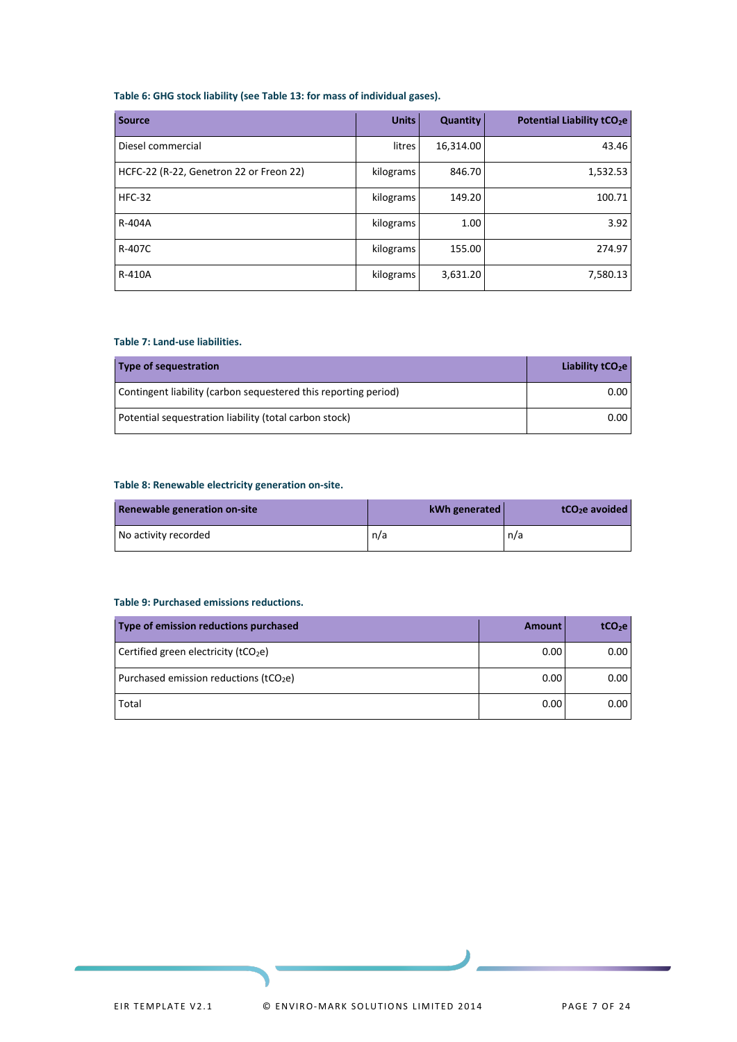**Table 6: GHG stock liability (see Table 13: for mass of individual gases).**

| Source | Units | Quantity | Potential Liability $tCO_2e$ |
|---|---|---|---|
| Diesel commercial | litres | 16,314.00 | 43.46 |
| HCFC-22 (R-22, Genetron 22 or Freon 22) | kilograms | 846.70 | 1,532.53 |
| HFC-32 | kilograms | 149.20 | 100.71 |
| R-404A | kilograms | 1.00 | 3.92 |
| R-407C | kilograms | 155.00 | 274.97 |
| R-410A | kilograms | 3,631.20 | 7,580.13 |

**Table 7: Land-use liabilities.**

| Type of sequestration | Liability $tCO_2e$ |
|---|---|
| Contingent liability (carbon sequestered this reporting period) | 0.00 |
| Potential sequestration liability (total carbon stock) | 0.00 |

**Table 8: Renewable electricity generation on-site.**

| Renewable generation on-site | kWh generated | $tCO_2e$ avoided |
|---|---|---|
| No activity recorded | n/a | n/a |

**Table 9: Purchased emissions reductions.**

| Type of emission reductions purchased | Amount | $tCO_2e$ |
|---|---|---|
| Certified green electricity ($tCO_2e$) | 0.00 | 0.00 |
| Purchased emission reductions ($tCO_2e$) | 0.00 | 0.00 |
| Total | 0.00 | 0.00 |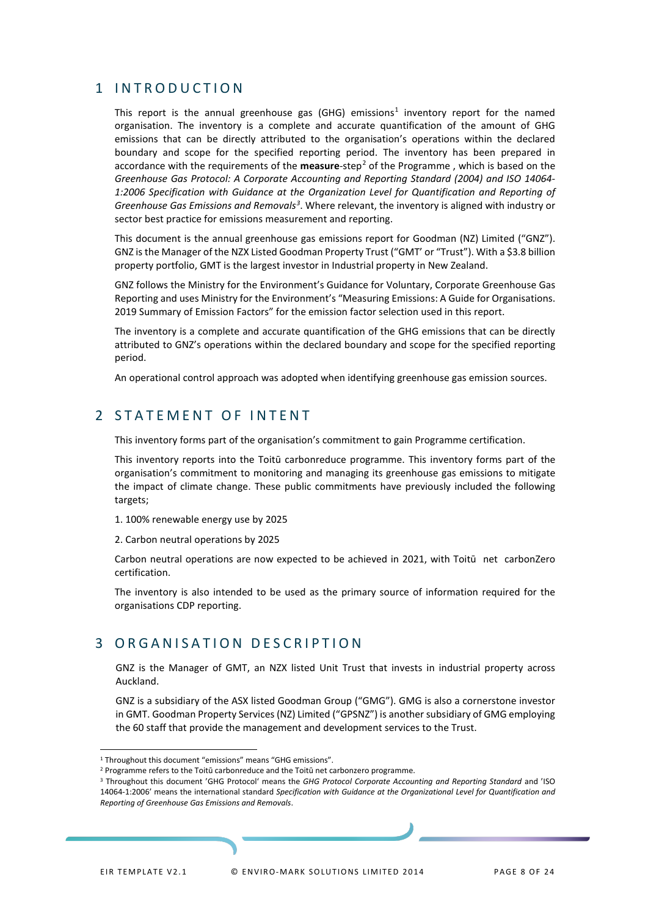# 1 INTRODUCTION

This report is the annual greenhouse gas (GHG) emissions[1] inventory report for the named organisation. The inventory is a complete and accurate quantification of the amount of GHG emissions that can be directly attributed to the organisation's operations within the declared boundary and scope for the specified reporting period. The inventory has been prepared in accordance with the requirements of the **measure**-step[2] of the Programme , which is based on the *Greenhouse Gas Protocol: A Corporate Accounting and Reporting Standard (2004) and ISO 14064-1:2006 Specification with Guidance at the Organization Level for Quantification and Reporting of Greenhouse Gas Emissions and Removals*[3]. Where relevant, the inventory is aligned with industry or sector best practice for emissions measurement and reporting.

This document is the annual greenhouse gas emissions report for Goodman (NZ) Limited ("GNZ"). GNZ is the Manager of the NZX Listed Goodman Property Trust ("GMT' or "Trust"). With a $3.8 billion property portfolio, GMT is the largest investor in Industrial property in New Zealand.

GNZ follows the Ministry for the Environment's Guidance for Voluntary, Corporate Greenhouse Gas Reporting and uses Ministry for the Environment's "Measuring Emissions: A Guide for Organisations. 2019 Summary of Emission Factors" for the emission factor selection used in this report.

The inventory is a complete and accurate quantification of the GHG emissions that can be directly attributed to GNZ's operations within the declared boundary and scope for the specified reporting period.

An operational control approach was adopted when identifying greenhouse gas emission sources.

# 2 STATEMENT OF INTENT

This inventory forms part of the organisation's commitment to gain Programme certification.

This inventory reports into the Toitū carbonreduce programme. This inventory forms part of the organisation's commitment to monitoring and managing its greenhouse gas emissions to mitigate the impact of climate change. These public commitments have previously included the following targets;

1. 100% renewable energy use by 2025
2. Carbon neutral operations by 2025

Carbon neutral operations are now expected to be achieved in 2021, with Toitū net carbonZero certification.

The inventory is also intended to be used as the primary source of information required for the organisations CDP reporting.

# 3 ORGANISATION DESCRIPTION

GNZ is the Manager of GMT, an NZX listed Unit Trust that invests in industrial property across Auckland.

GNZ is a subsidiary of the ASX listed Goodman Group ("GMG"). GMG is also a cornerstone investor in GMT. Goodman Property Services (NZ) Limited ("GPSNZ") is another subsidiary of GMG employing the 60 staff that provide the management and development services to the Trust.

---

[1] Throughout this document "emissions" means "GHG emissions".

[2] Programme refers to the Toitū carbonreduce and the Toitū net carbonzero programme.

[3] Throughout this document 'GHG Protocol' means the *GHG Protocol Corporate Accounting and Reporting Standard* and 'ISO 14064-1:2006' means the international standard *Specification with Guidance at the Organizational Level for Quantification and Reporting of Greenhouse Gas Emissions and Removals*.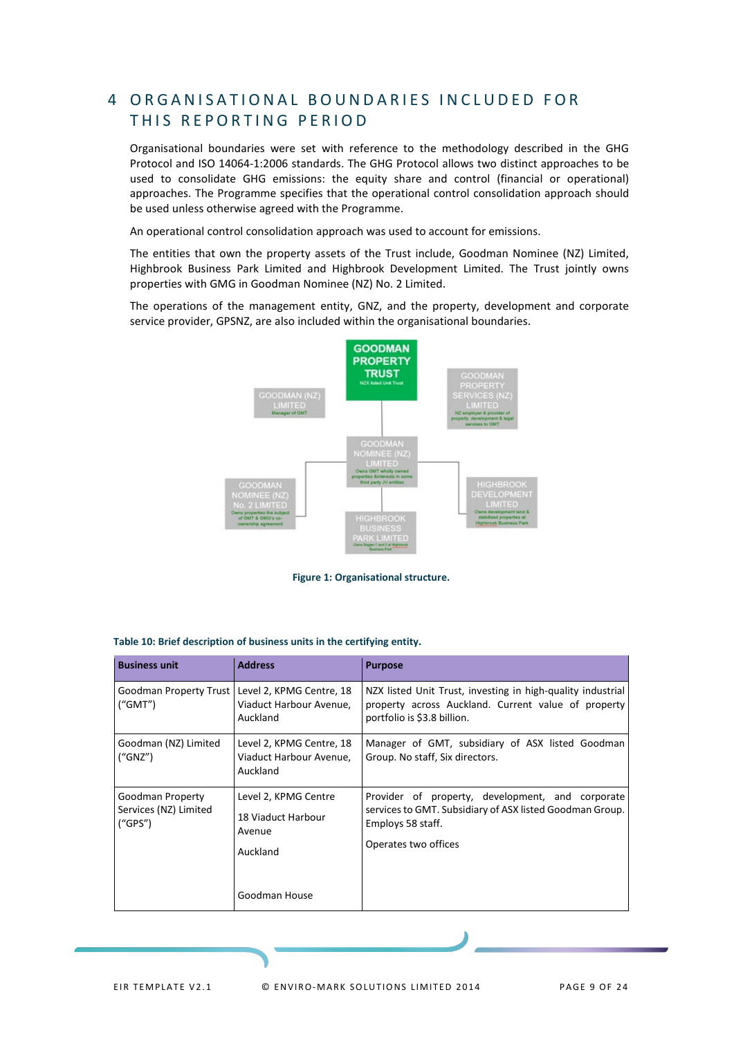# 4 ORGANISATIONAL BOUNDARIES INCLUDED FOR THIS REPORTING PERIOD

Organisational boundaries were set with reference to the methodology described in the GHG Protocol and ISO 14064-1:2006 standards. The GHG Protocol allows two distinct approaches to be used to consolidate GHG emissions: the equity share and control (financial or operational) approaches. The Programme specifies that the operational control consolidation approach should be used unless otherwise agreed with the Programme.

An operational control consolidation approach was used to account for emissions.

The entities that own the property assets of the Trust include, Goodman Nominee (NZ) Limited, Highbrook Business Park Limited and Highbrook Development Limited. The Trust jointly owns properties with GMG in Goodman Nominee (NZ) No. 2 Limited.

The operations of the management entity, GNZ, and the property, development and corporate service provider, GPSNZ, are also included within the organisational boundaries.

GOODMAN PROPERTY TRUST
NZX listed Unit Trust

GOODMAN (NZ) LIMITED
Manager of GMT

GOODMAN PROPERTY SERVICES (NZ) LIMITED
NZ employer & provider of property, development & legal services to GMT

GOODMAN NOMINEE (NZ) LIMITED
Owns GMT wholly owned properties & interests in some third party JV entities

GOODMAN NOMINEE (NZ) No. 2 LIMITED
Owns properties the subject of GMT & GMG's co-ownership agreement

HIGHBROOK BUSINESS PARK LIMITED
Owns Stages 1 and 2 at Highbrook Business Park

HIGHBROOK DEVELOPMENT LIMITED
Owns development land & stabilised properties at Highbrook Business Park

**Figure 1: Organisational structure.**

**Table 10: Brief description of business units in the certifying entity.**

| Business unit | Address | Purpose |
|---|---|---|
| Goodman Property Trust ("GMT") | Level 2, KPMG Centre, 18 Viaduct Harbour Avenue, Auckland | NZX listed Unit Trust, investing in high-quality industrial property across Auckland. Current value of property portfolio is $3.8 billion. |
| Goodman (NZ) Limited ("GNZ") | Level 2, KPMG Centre, 18 Viaduct Harbour Avenue, Auckland | Manager of GMT, subsidiary of ASX listed Goodman Group. No staff, Six directors. |
| Goodman Property Services (NZ) Limited ("GPS") | Level 2, KPMG Centre<br><br>18 Viaduct Harbour Avenue<br><br>Auckland<br><br><br>Goodman House | Provider of property, development, and corporate services to GMT. Subsidiary of ASX listed Goodman Group. Employs 58 staff.<br><br>Operates two offices |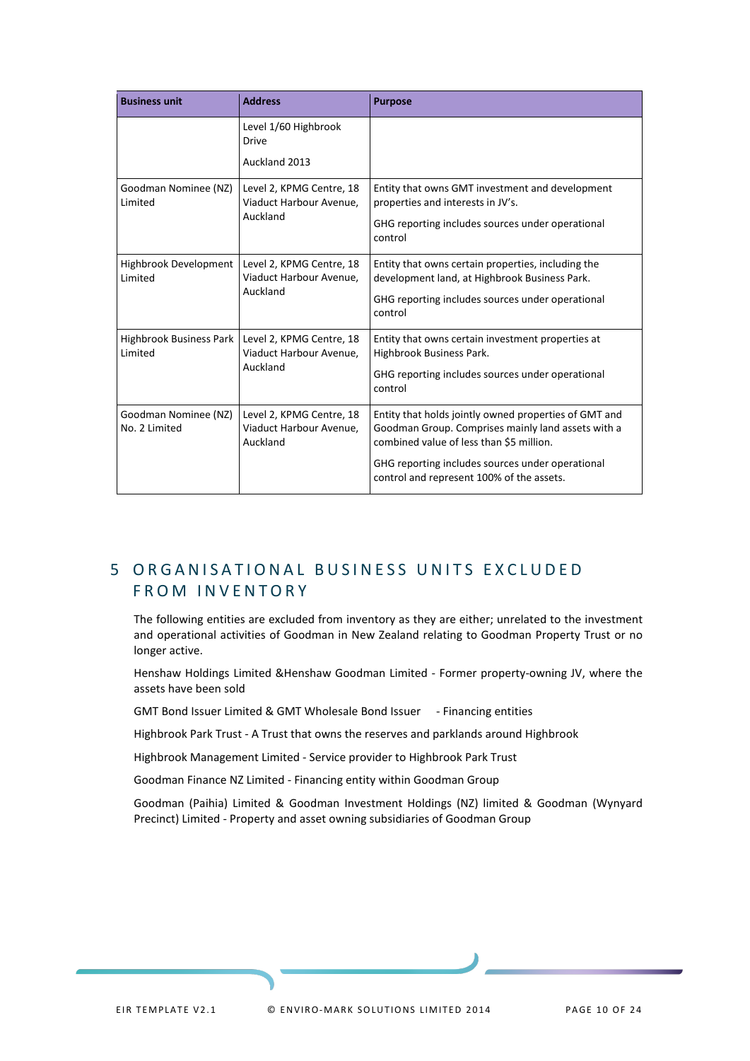| Business unit | Address | Purpose |
|---|---|---|
| | Level 1/60 Highbrook Drive<br><br>Auckland 2013 | |
| Goodman Nominee (NZ) Limited | Level 2, KPMG Centre, 18 Viaduct Harbour Avenue, Auckland | Entity that owns GMT investment and development properties and interests in JV's.<br><br>GHG reporting includes sources under operational control |
| Highbrook Development Limited | Level 2, KPMG Centre, 18 Viaduct Harbour Avenue, Auckland | Entity that owns certain properties, including the development land, at Highbrook Business Park.<br><br>GHG reporting includes sources under operational control |
| Highbrook Business Park Limited | Level 2, KPMG Centre, 18 Viaduct Harbour Avenue, Auckland | Entity that owns certain investment properties at Highbrook Business Park.<br><br>GHG reporting includes sources under operational control |
| Goodman Nominee (NZ) No. 2 Limited | Level 2, KPMG Centre, 18 Viaduct Harbour Avenue, Auckland | Entity that holds jointly owned properties of GMT and Goodman Group. Comprises mainly land assets with a combined value of less than $5 million.<br><br>GHG reporting includes sources under operational control and represent 100% of the assets. |

# 5 ORGANISATIONAL BUSINESS UNITS EXCLUDED FROM INVENTORY

The following entities are excluded from inventory as they are either; unrelated to the investment and operational activities of Goodman in New Zealand relating to Goodman Property Trust or no longer active.

Henshaw Holdings Limited &Henshaw Goodman Limited - Former property-owning JV, where the assets have been sold

GMT Bond Issuer Limited & GMT Wholesale Bond Issuer - Financing entities

Highbrook Park Trust - A Trust that owns the reserves and parklands around Highbrook

Highbrook Management Limited - Service provider to Highbrook Park Trust

Goodman Finance NZ Limited - Financing entity within Goodman Group

Goodman (Paihia) Limited & Goodman Investment Holdings (NZ) limited & Goodman (Wynyard Precinct) Limited - Property and asset owning subsidiaries of Goodman Group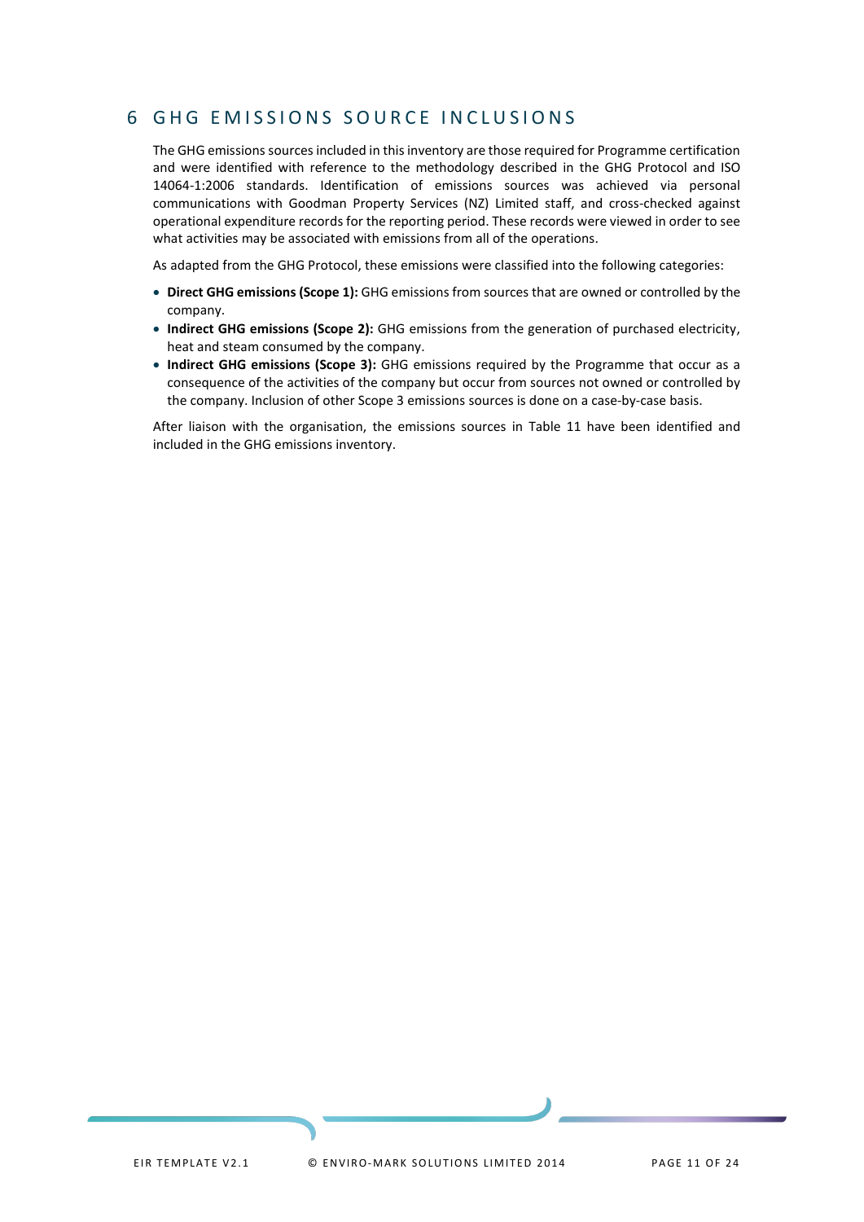# 6 GHG EMISSIONS SOURCE INCLUSIONS

The GHG emissions sources included in this inventory are those required for Programme certification and were identified with reference to the methodology described in the GHG Protocol and ISO 14064-1:2006 standards. Identification of emissions sources was achieved via personal communications with Goodman Property Services (NZ) Limited staff, and cross-checked against operational expenditure records for the reporting period. These records were viewed in order to see what activities may be associated with emissions from all of the operations.

As adapted from the GHG Protocol, these emissions were classified into the following categories:

- **Direct GHG emissions (Scope 1):** GHG emissions from sources that are owned or controlled by the company.
- **Indirect GHG emissions (Scope 2):** GHG emissions from the generation of purchased electricity, heat and steam consumed by the company.
- **Indirect GHG emissions (Scope 3):** GHG emissions required by the Programme that occur as a consequence of the activities of the company but occur from sources not owned or controlled by the company. Inclusion of other Scope 3 emissions sources is done on a case-by-case basis.

After liaison with the organisation, the emissions sources in Table 11 have been identified and included in the GHG emissions inventory.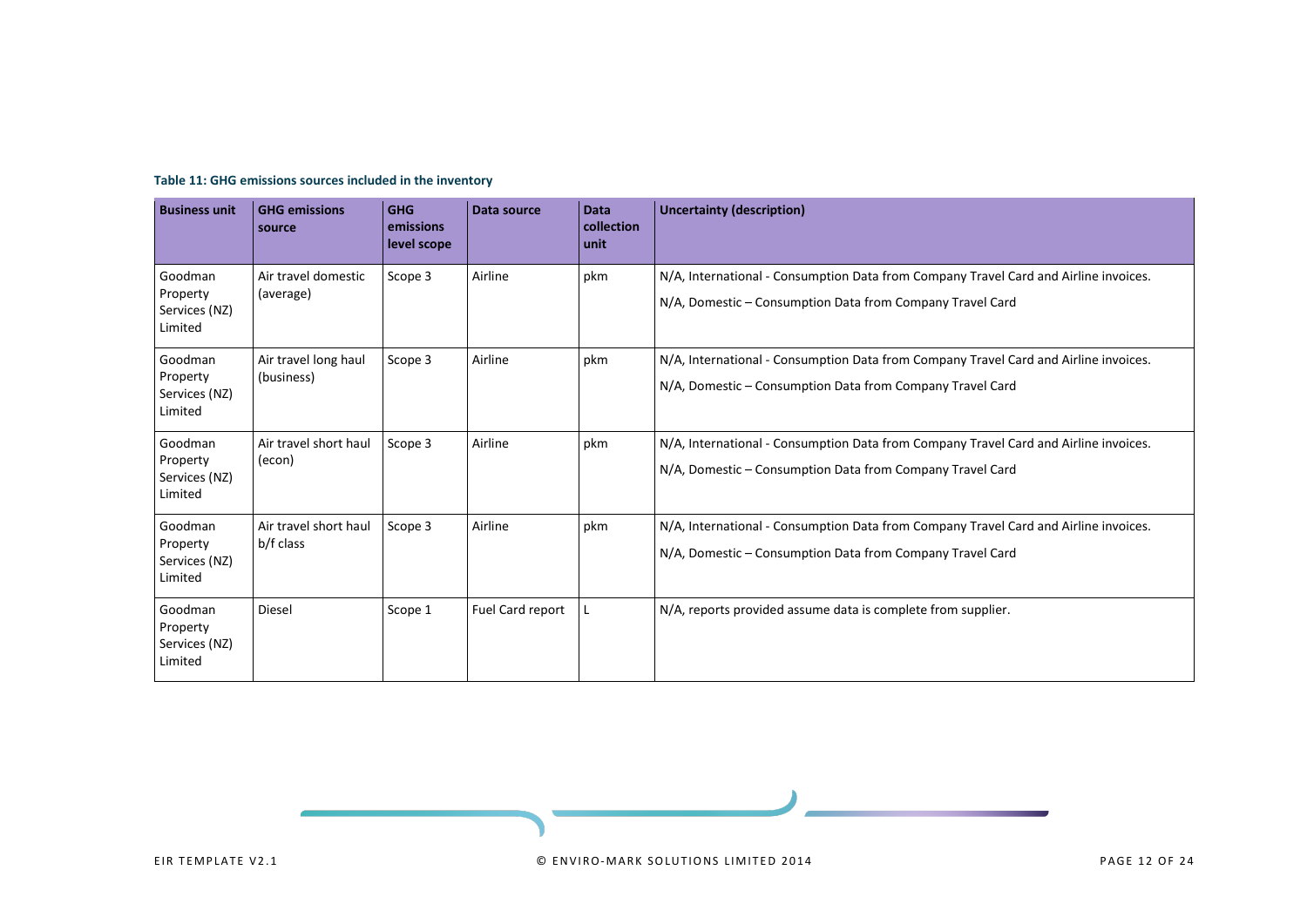**Table 11: GHG emissions sources included in the inventory**

| Business unit | GHG emissions source | GHG emissions level scope | Data source | Data collection unit | Uncertainty (description) |
|---|---|---|---|---|---|
| Goodman Property Services (NZ) Limited | Air travel domestic (average) | Scope 3 | Airline | pkm | N/A, International - Consumption Data from Company Travel Card and Airline invoices.<br>N/A, Domestic – Consumption Data from Company Travel Card |
| Goodman Property Services (NZ) Limited | Air travel long haul (business) | Scope 3 | Airline | pkm | N/A, International - Consumption Data from Company Travel Card and Airline invoices.<br>N/A, Domestic – Consumption Data from Company Travel Card |
| Goodman Property Services (NZ) Limited | Air travel short haul (econ) | Scope 3 | Airline | pkm | N/A, International - Consumption Data from Company Travel Card and Airline invoices.<br>N/A, Domestic – Consumption Data from Company Travel Card |
| Goodman Property Services (NZ) Limited | Air travel short haul b/f class | Scope 3 | Airline | pkm | N/A, International - Consumption Data from Company Travel Card and Airline invoices.<br>N/A, Domestic – Consumption Data from Company Travel Card |
| Goodman Property Services (NZ) Limited | Diesel | Scope 1 | Fuel Card report | L | N/A, reports provided assume data is complete from supplier. |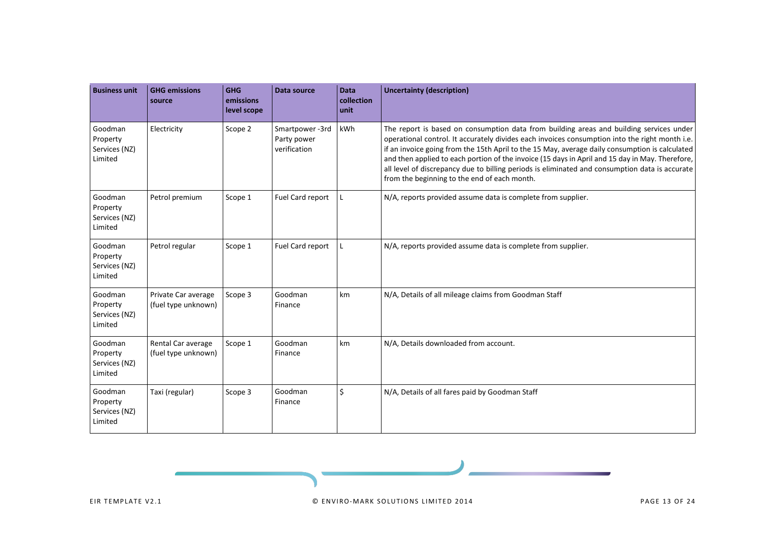| Business unit | GHG emissions source | GHG emissions level scope | Data source | Data collection unit | Uncertainty (description) |
|---|---|---|---|---|---|
| Goodman Property Services (NZ) Limited | Electricity | Scope 2 | Smartpower -3rd Party power verification | kWh | The report is based on consumption data from building areas and building services under operational control. It accurately divides each invoices consumption into the right month i.e. if an invoice going from the 15th April to the 15 May, average daily consumption is calculated and then applied to each portion of the invoice (15 days in April and 15 day in May. Therefore, all level of discrepancy due to billing periods is eliminated and consumption data is accurate from the beginning to the end of each month. |
| Goodman Property Services (NZ) Limited | Petrol premium | Scope 1 | Fuel Card report | L | N/A, reports provided assume data is complete from supplier. |
| Goodman Property Services (NZ) Limited | Petrol regular | Scope 1 | Fuel Card report | L | N/A, reports provided assume data is complete from supplier. |
| Goodman Property Services (NZ) Limited | Private Car average (fuel type unknown) | Scope 3 | Goodman Finance | km | N/A, Details of all mileage claims from Goodman Staff |
| Goodman Property Services (NZ) Limited | Rental Car average (fuel type unknown) | Scope 1 | Goodman Finance | km | N/A, Details downloaded from account. |
| Goodman Property Services (NZ) Limited | Taxi (regular) | Scope 3 | Goodman Finance | $ | N/A, Details of all fares paid by Goodman Staff |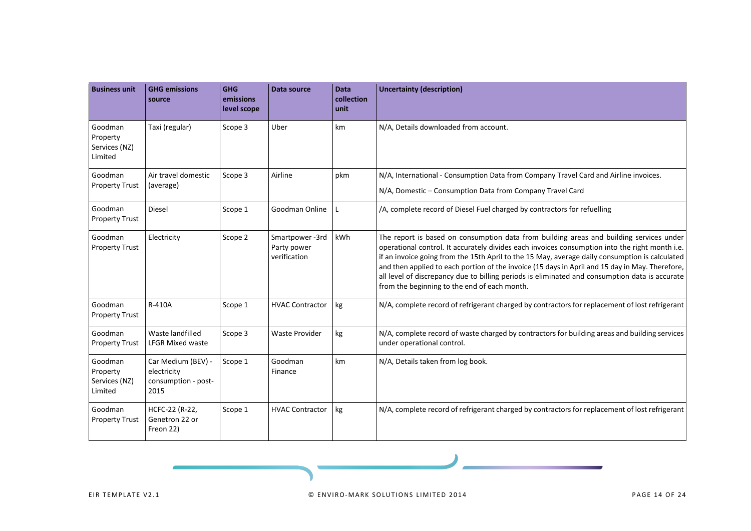| Business unit | GHG emissions source | GHG emissions level scope | Data source | Data collection unit | Uncertainty (description) |
|---|---|---|---|---|---|
| Goodman Property Services (NZ) Limited | Taxi (regular) | Scope 3 | Uber | km | N/A, Details downloaded from account. |
| Goodman Property Trust | Air travel domestic (average) | Scope 3 | Airline | pkm | N/A, International - Consumption Data from Company Travel Card and Airline invoices.<br><br>N/A, Domestic – Consumption Data from Company Travel Card |
| Goodman Property Trust | Diesel | Scope 1 | Goodman Online | L | /A, complete record of Diesel Fuel charged by contractors for refuelling |
| Goodman Property Trust | Electricity | Scope 2 | Smartpower -3rd Party power verification | kWh | The report is based on consumption data from building areas and building services under operational control. It accurately divides each invoices consumption into the right month i.e. if an invoice going from the 15th April to the 15 May, average daily consumption is calculated and then applied to each portion of the invoice (15 days in April and 15 day in May. Therefore, all level of discrepancy due to billing periods is eliminated and consumption data is accurate from the beginning to the end of each month. |
| Goodman Property Trust | R-410A | Scope 1 | HVAC Contractor | kg | N/A, complete record of refrigerant charged by contractors for replacement of lost refrigerant |
| Goodman Property Trust | Waste landfilled LFGR Mixed waste | Scope 3 | Waste Provider | kg | N/A, complete record of waste charged by contractors for building areas and building services under operational control. |
| Goodman Property Services (NZ) Limited | Car Medium (BEV) - electricity consumption - post-2015 | Scope 1 | Goodman Finance | km | N/A, Details taken from log book. |
| Goodman Property Trust | HCFC-22 (R-22, Genetron 22 or Freon 22) | Scope 1 | HVAC Contractor | kg | N/A, complete record of refrigerant charged by contractors for replacement of lost refrigerant |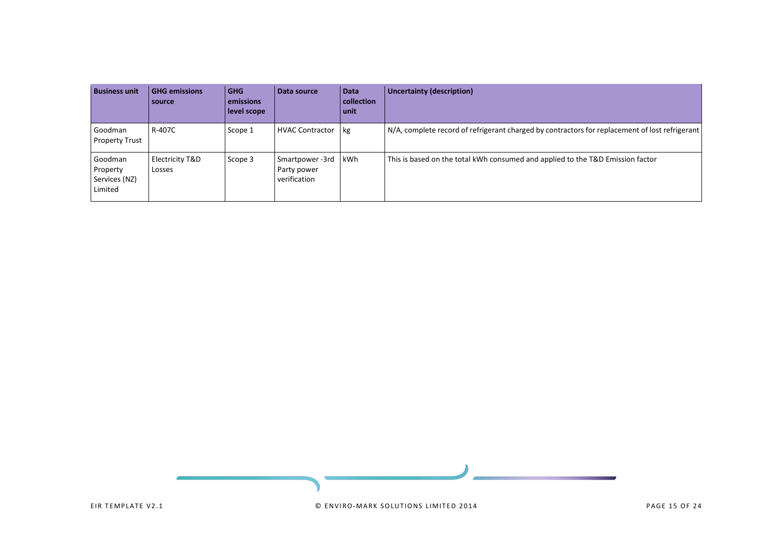| Business unit | GHG emissions source | GHG emissions level scope | Data source | Data collection unit | Uncertainty (description) |
|---|---|---|---|---|---|
| Goodman Property Trust | R-407C | Scope 1 | HVAC Contractor | kg | N/A, complete record of refrigerant charged by contractors for replacement of lost refrigerant |
| Goodman Property Services (NZ) Limited | Electricity T&D Losses | Scope 3 | Smartpower -3rd Party power verification | kWh | This is based on the total kWh consumed and applied to the T&D Emission factor |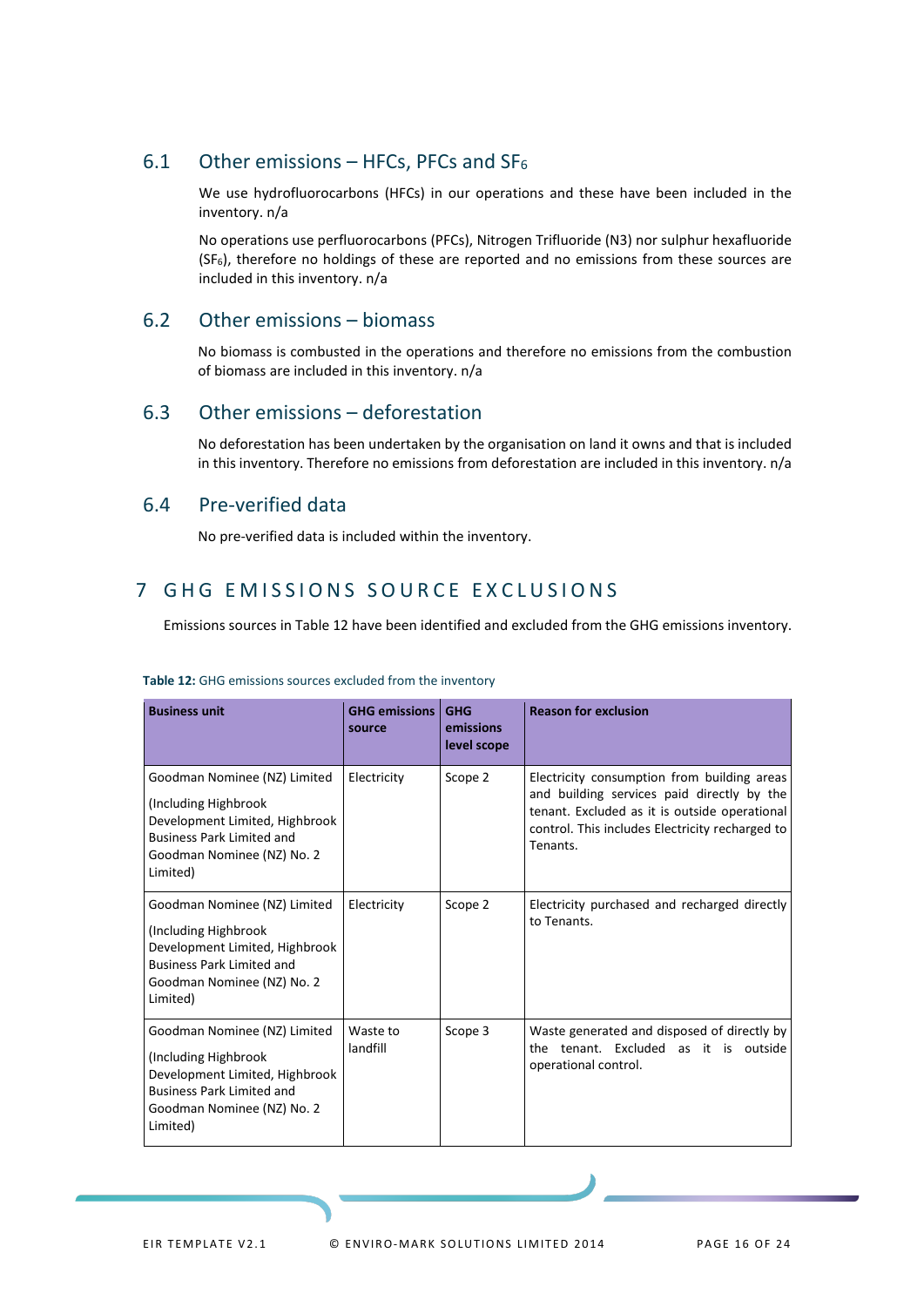## 6.1 Other emissions – HFCs, PFCs and $SF_6$

We use hydrofluorocarbons (HFCs) in our operations and these have been included in the inventory. n/a

No operations use perfluorocarbons (PFCs), Nitrogen Trifluoride (N3) nor sulphur hexafluoride ($SF_6$), therefore no holdings of these are reported and no emissions from these sources are included in this inventory. n/a

## 6.2 Other emissions – biomass

No biomass is combusted in the operations and therefore no emissions from the combustion of biomass are included in this inventory. n/a

## 6.3 Other emissions – deforestation

No deforestation has been undertaken by the organisation on land it owns and that is included in this inventory. Therefore no emissions from deforestation are included in this inventory. n/a

## 6.4 Pre-verified data

No pre-verified data is included within the inventory.

# 7 GHG EMISSIONS SOURCE EXCLUSIONS

Emissions sources in Table 12 have been identified and excluded from the GHG emissions inventory.

**Table 12:** GHG emissions sources excluded from the inventory

| Business unit | GHG emissions source | GHG emissions level scope | Reason for exclusion |
|---|---|---|---|
| Goodman Nominee (NZ) Limited (Including Highbrook Development Limited, Highbrook Business Park Limited and Goodman Nominee (NZ) No. 2 Limited) | Electricity | Scope 2 | Electricity consumption from building areas and building services paid directly by the tenant. Excluded as it is outside operational control. This includes Electricity recharged to Tenants. |
| Goodman Nominee (NZ) Limited (Including Highbrook Development Limited, Highbrook Business Park Limited and Goodman Nominee (NZ) No. 2 Limited) | Electricity | Scope 2 | Electricity purchased and recharged directly to Tenants. |
| Goodman Nominee (NZ) Limited (Including Highbrook Development Limited, Highbrook Business Park Limited and Goodman Nominee (NZ) No. 2 Limited) | Waste to landfill | Scope 3 | Waste generated and disposed of directly by the tenant. Excluded as it is outside operational control. |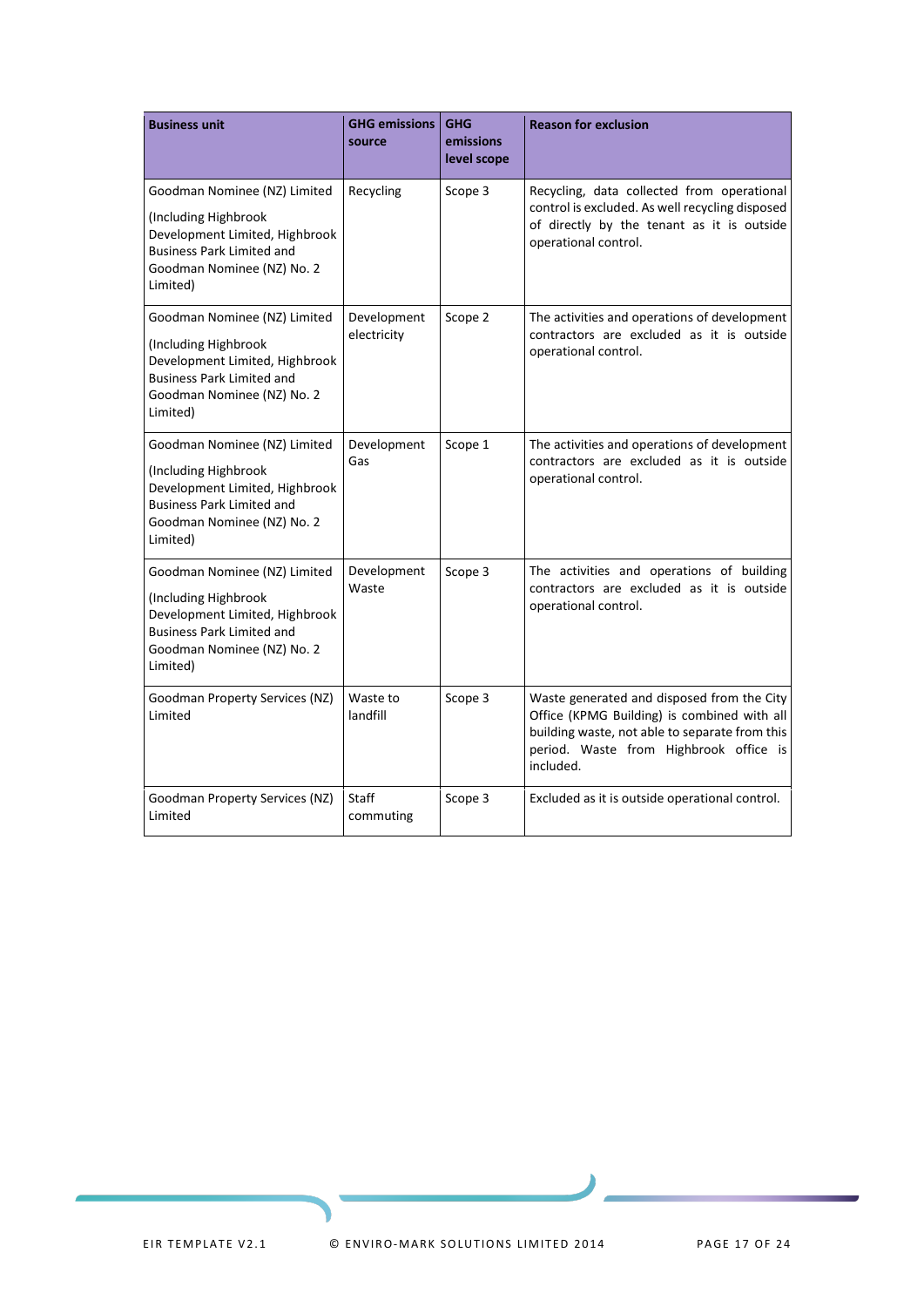| Business unit | GHG emissions source | GHG emissions level scope | Reason for exclusion |
|---|---|---|---|
| Goodman Nominee (NZ) Limited (Including Highbrook Development Limited, Highbrook Business Park Limited and Goodman Nominee (NZ) No. 2 Limited) | Recycling | Scope 3 | Recycling, data collected from operational control is excluded. As well recycling disposed of directly by the tenant as it is outside operational control. |
| Goodman Nominee (NZ) Limited (Including Highbrook Development Limited, Highbrook Business Park Limited and Goodman Nominee (NZ) No. 2 Limited) | Development electricity | Scope 2 | The activities and operations of development contractors are excluded as it is outside operational control. |
| Goodman Nominee (NZ) Limited (Including Highbrook Development Limited, Highbrook Business Park Limited and Goodman Nominee (NZ) No. 2 Limited) | Development Gas | Scope 1 | The activities and operations of development contractors are excluded as it is outside operational control. |
| Goodman Nominee (NZ) Limited (Including Highbrook Development Limited, Highbrook Business Park Limited and Goodman Nominee (NZ) No. 2 Limited) | Development Waste | Scope 3 | The activities and operations of building contractors are excluded as it is outside operational control. |
| Goodman Property Services (NZ) Limited | Waste to landfill | Scope 3 | Waste generated and disposed from the City Office (KPMG Building) is combined with all building waste, not able to separate from this period. Waste from Highbrook office is included. |
| Goodman Property Services (NZ) Limited | Staff commuting | Scope 3 | Excluded as it is outside operational control. |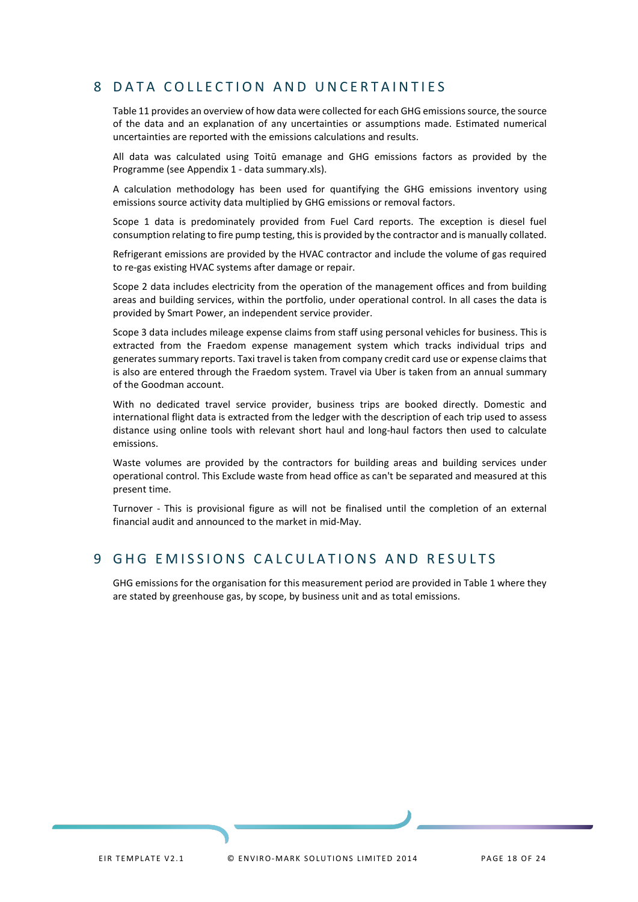# 8 DATA COLLECTION AND UNCERTAINTIES

Table 11 provides an overview of how data were collected for each GHG emissions source, the source of the data and an explanation of any uncertainties or assumptions made. Estimated numerical uncertainties are reported with the emissions calculations and results.

All data was calculated using Toitū emanage and GHG emissions factors as provided by the Programme (see Appendix 1 - data summary.xls).

A calculation methodology has been used for quantifying the GHG emissions inventory using emissions source activity data multiplied by GHG emissions or removal factors.

Scope 1 data is predominately provided from Fuel Card reports. The exception is diesel fuel consumption relating to fire pump testing, this is provided by the contractor and is manually collated.

Refrigerant emissions are provided by the HVAC contractor and include the volume of gas required to re-gas existing HVAC systems after damage or repair.

Scope 2 data includes electricity from the operation of the management offices and from building areas and building services, within the portfolio, under operational control. In all cases the data is provided by Smart Power, an independent service provider.

Scope 3 data includes mileage expense claims from staff using personal vehicles for business. This is extracted from the Fraedom expense management system which tracks individual trips and generates summary reports. Taxi travel is taken from company credit card use or expense claims that is also are entered through the Fraedom system. Travel via Uber is taken from an annual summary of the Goodman account.

With no dedicated travel service provider, business trips are booked directly. Domestic and international flight data is extracted from the ledger with the description of each trip used to assess distance using online tools with relevant short haul and long-haul factors then used to calculate emissions.

Waste volumes are provided by the contractors for building areas and building services under operational control. This Exclude waste from head office as can't be separated and measured at this present time.

Turnover - This is provisional figure as will not be finalised until the completion of an external financial audit and announced to the market in mid-May.

# 9 GHG EMISSIONS CALCULATIONS AND RESULTS

GHG emissions for the organisation for this measurement period are provided in Table 1 where they are stated by greenhouse gas, by scope, by business unit and as total emissions.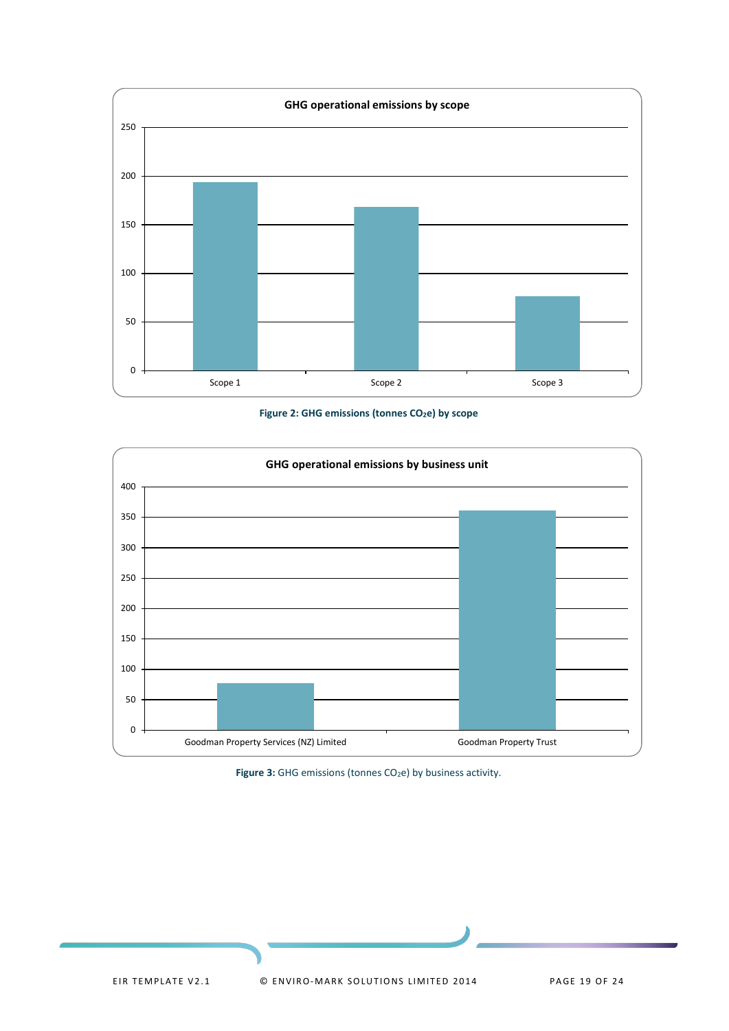**GHG operational emissions by scope**

Figure 2: GHG emissions (tonnes $CO_2e$) by scope

**GHG operational emissions by business unit**

**Figure 3:** GHG emissions (tonnes $CO_2e$) by business activity.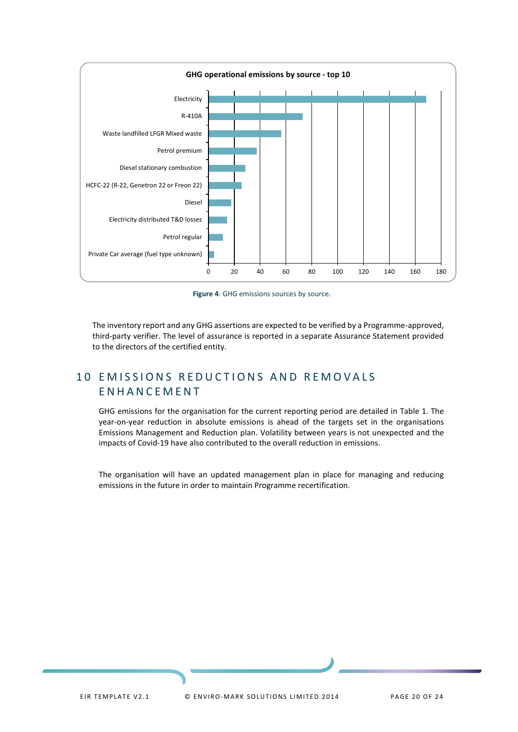**GHG operational emissions by source - top 10**

| Source | Approx. value |
|---|---|
| Electricity | ~168 |
| R-410A | ~73 |
| Waste landfilled LFGR Mixed waste | ~56 |
| Petrol premium | ~37 |
| Diesel stationary combustion | ~28 |
| HCFC-22 (R-22, Genetron 22 or Freon 22) | ~25 |
| Diesel | ~17 |
| Electricity distributed T&D losses | ~14 |
| Petrol regular | ~11 |
| Private Car average (fuel type unknown) | ~4 |

**Figure 4**: GHG emissions sources by source.

The inventory report and any GHG assertions are expected to be verified by a Programme-approved, third-party verifier. The level of assurance is reported in a separate Assurance Statement provided to the directors of the certified entity.

# 10 EMISSIONS REDUCTIONS AND REMOVALS ENHANCEMENT

GHG emissions for the organisation for the current reporting period are detailed in Table 1. The year-on-year reduction in absolute emissions is ahead of the targets set in the organisations Emissions Management and Reduction plan. Volatility between years is not unexpected and the impacts of Covid-19 have also contributed to the overall reduction in emissions.

The organisation will have an updated management plan in place for managing and reducing emissions in the future in order to maintain Programme recertification.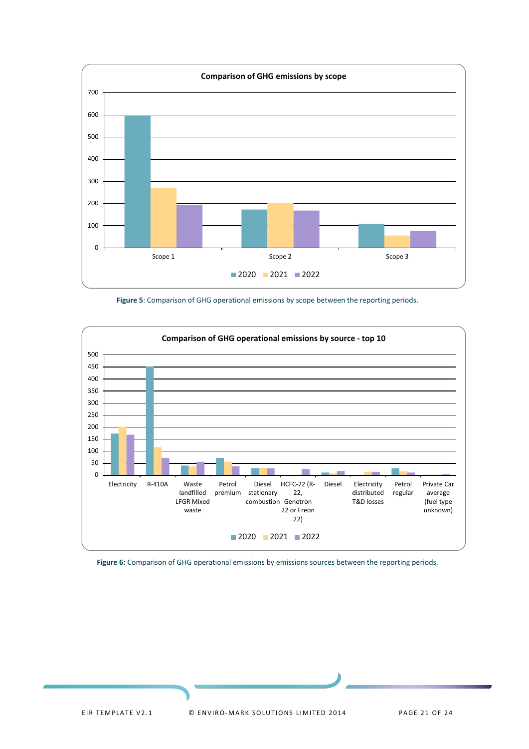**Comparison of GHG emissions by scope**

**Figure 5**: Comparison of GHG operational emissions by scope between the reporting periods.

**Comparison of GHG operational emissions by source - top 10**

**Figure 6:** Comparison of GHG operational emissions by emissions sources between the reporting periods.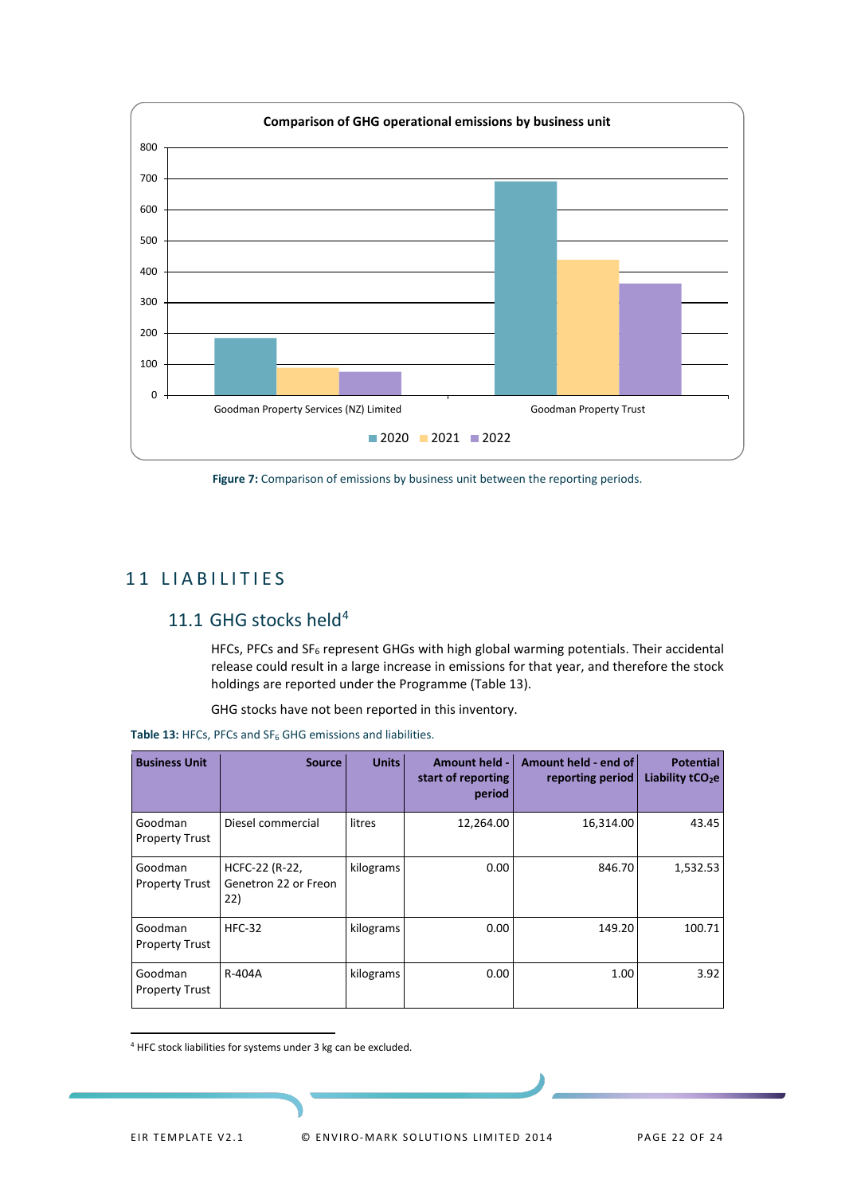Figure 7: Comparison of emissions by business unit between the reporting periods.

# 11 LIABILITIES

## 11.1 GHG stocks held[4]

HFCs, PFCs and $SF_6$ represent GHGs with high global warming potentials. Their accidental release could result in a large increase in emissions for that year, and therefore the stock holdings are reported under the Programme (Table 13).

GHG stocks have not been reported in this inventory.

**Table 13:** HFCs, PFCs and $SF_6$ GHG emissions and liabilities.

| Business Unit | Source | Units | Amount held - start of reporting period | Amount held - end of reporting period | Potential Liability $tCO_2e$ |
|---|---|---|---|---|---|
| Goodman Property Trust | Diesel commercial | litres | 12,264.00 | 16,314.00 | 43.45 |
| Goodman Property Trust | HCFC-22 (R-22, Genetron 22 or Freon 22) | kilograms | 0.00 | 846.70 | 1,532.53 |
| Goodman Property Trust | HFC-32 | kilograms | 0.00 | 149.20 | 100.71 |
| Goodman Property Trust | R-404A | kilograms | 0.00 | 1.00 | 3.92 |

[4] HFC stock liabilities for systems under 3 kg can be excluded.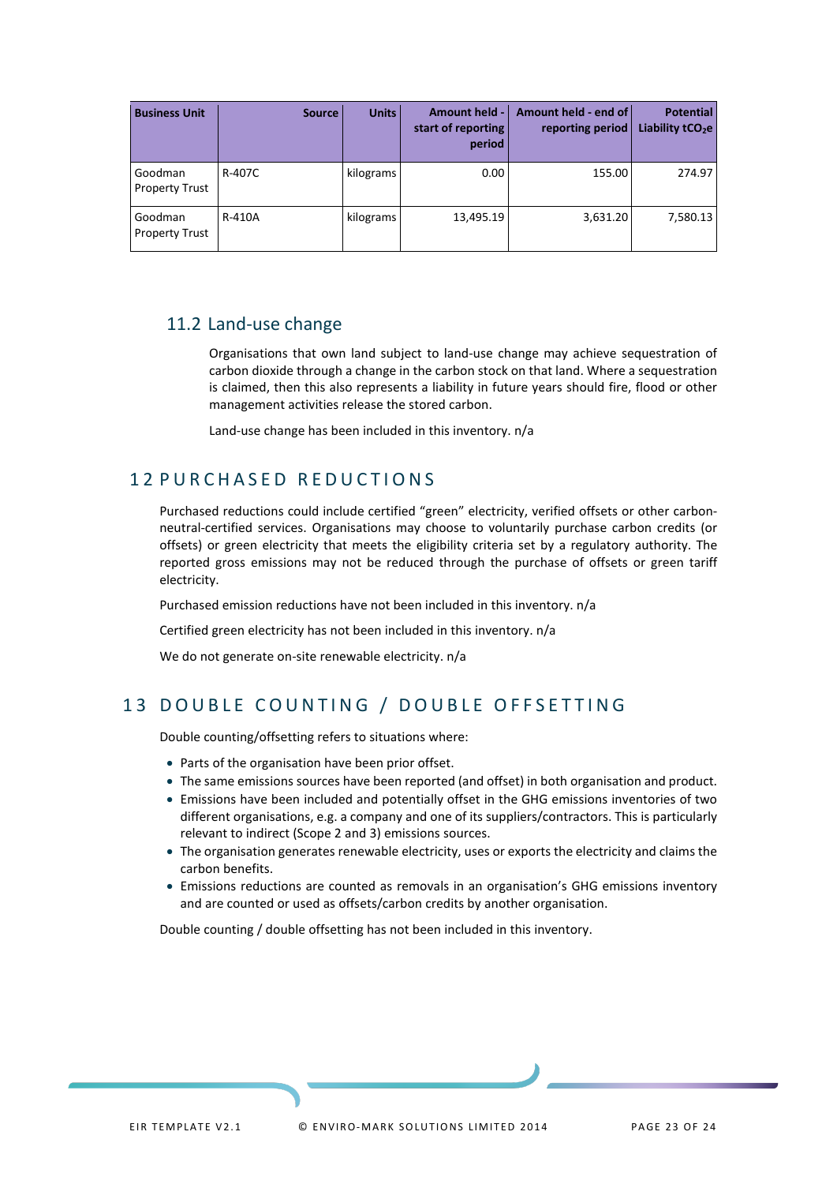| Business Unit | Source | Units | Amount held - start of reporting period | Amount held - end of reporting period | Potential Liability $tCO_2e$ |
|---|---|---|---|---|---|
| Goodman Property Trust | R-407C | kilograms | 0.00 | 155.00 | 274.97 |
| Goodman Property Trust | R-410A | kilograms | 13,495.19 | 3,631.20 | 7,580.13 |

### 11.2 Land-use change

Organisations that own land subject to land-use change may achieve sequestration of carbon dioxide through a change in the carbon stock on that land. Where a sequestration is claimed, then this also represents a liability in future years should fire, flood or other management activities release the stored carbon.

Land-use change has been included in this inventory. n/a

## 12 PURCHASED REDUCTIONS

Purchased reductions could include certified "green" electricity, verified offsets or other carbon-neutral-certified services. Organisations may choose to voluntarily purchase carbon credits (or offsets) or green electricity that meets the eligibility criteria set by a regulatory authority. The reported gross emissions may not be reduced through the purchase of offsets or green tariff electricity.

Purchased emission reductions have not been included in this inventory. n/a

Certified green electricity has not been included in this inventory. n/a

We do not generate on-site renewable electricity. n/a

## 13 DOUBLE COUNTING / DOUBLE OFFSETTING

Double counting/offsetting refers to situations where:

- Parts of the organisation have been prior offset.
- The same emissions sources have been reported (and offset) in both organisation and product.
- Emissions have been included and potentially offset in the GHG emissions inventories of two different organisations, e.g. a company and one of its suppliers/contractors. This is particularly relevant to indirect (Scope 2 and 3) emissions sources.
- The organisation generates renewable electricity, uses or exports the electricity and claims the carbon benefits.
- Emissions reductions are counted as removals in an organisation's GHG emissions inventory and are counted or used as offsets/carbon credits by another organisation.

Double counting / double offsetting has not been included in this inventory.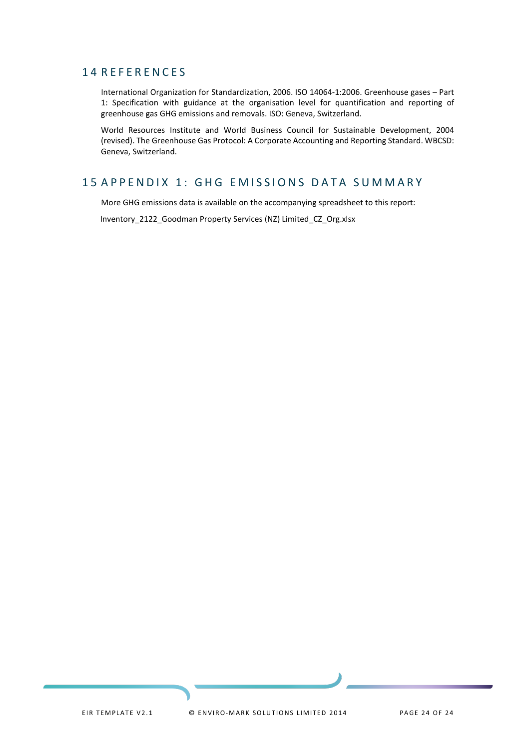## 14 REFERENCES

International Organization for Standardization, 2006. ISO 14064-1:2006. Greenhouse gases – Part 1: Specification with guidance at the organisation level for quantification and reporting of greenhouse gas GHG emissions and removals. ISO: Geneva, Switzerland.

World Resources Institute and World Business Council for Sustainable Development, 2004 (revised). The Greenhouse Gas Protocol: A Corporate Accounting and Reporting Standard. WBCSD: Geneva, Switzerland.

## 15 APPENDIX 1: GHG EMISSIONS DATA SUMMARY

More GHG emissions data is available on the accompanying spreadsheet to this report:

Inventory_2122_Goodman Property Services (NZ) Limited_CZ_Org.xlsx